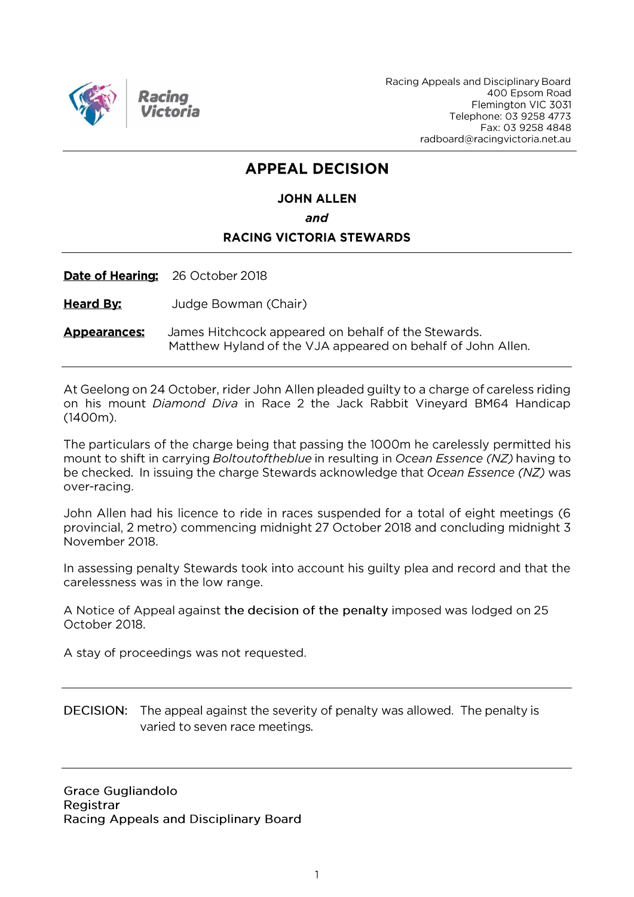Racing Appeals and Disciplinary Board
400 Epsom Road
Flemington VIC 3031
Telephone: 03 9258 4773
Fax: 03 9258 4848
radboard@racingvictoria.net.au

# APPEAL DECISION

**JOHN ALLEN**

***and***

**RACING VICTORIA STEWARDS**

**Date of Hearing:** 26 October 2018

**Heard By:** Judge Bowman (Chair)

**Appearances:** James Hitchcock appeared on behalf of the Stewards.
Matthew Hyland of the VJA appeared on behalf of John Allen.

At Geelong on 24 October, rider John Allen pleaded guilty to a charge of careless riding on his mount *Diamond Diva* in Race 2 the Jack Rabbit Vineyard BM64 Handicap (1400m).

The particulars of the charge being that passing the 1000m he carelessly permitted his mount to shift in carrying *Boltoutoftheblue* in resulting in *Ocean Essence (NZ)* having to be checked. In issuing the charge Stewards acknowledge that *Ocean Essence (NZ)* was over-racing.

John Allen had his licence to ride in races suspended for a total of eight meetings (6 provincial, 2 metro) commencing midnight 27 October 2018 and concluding midnight 3 November 2018.

In assessing penalty Stewards took into account his guilty plea and record and that the carelessness was in the low range.

A Notice of Appeal against the decision of the penalty imposed was lodged on 25 October 2018.

A stay of proceedings was not requested.

DECISION: The appeal against the severity of penalty was allowed. The penalty is varied to seven race meetings.

Grace Gugliandolo
Registrar
Racing Appeals and Disciplinary Board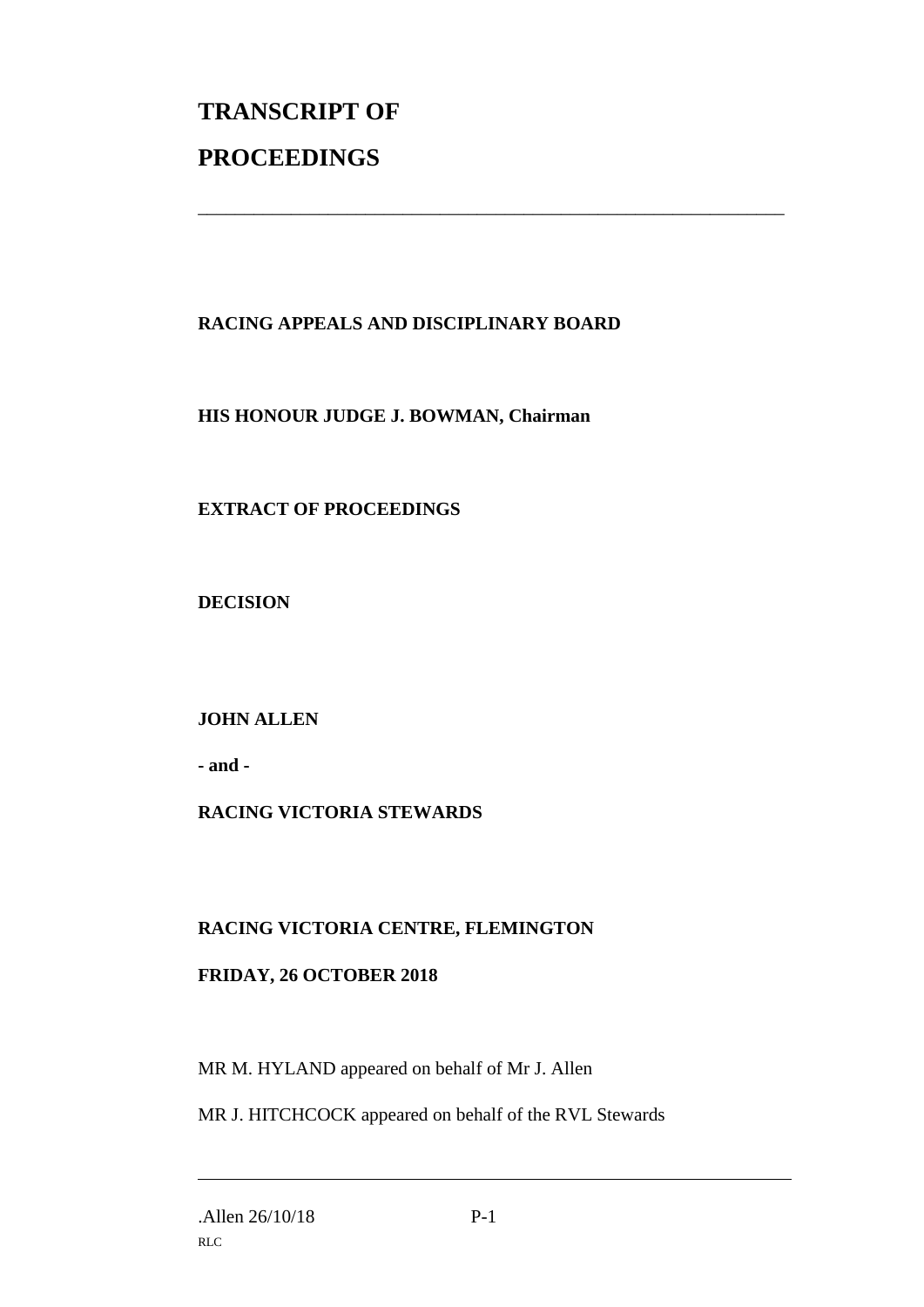# TRANSCRIPT OF

# PROCEEDINGS

---

**RACING APPEALS AND DISCIPLINARY BOARD**

**HIS HONOUR JUDGE J. BOWMAN, Chairman**

**EXTRACT OF PROCEEDINGS**

**DECISION**

**JOHN ALLEN**

**- and -**

**RACING VICTORIA STEWARDS**

**RACING VICTORIA CENTRE, FLEMINGTON**

**FRIDAY, 26 OCTOBER 2018**

MR M. HYLAND appeared on behalf of Mr J. Allen

MR J. HITCHCOCK appeared on behalf of the RVL Stewards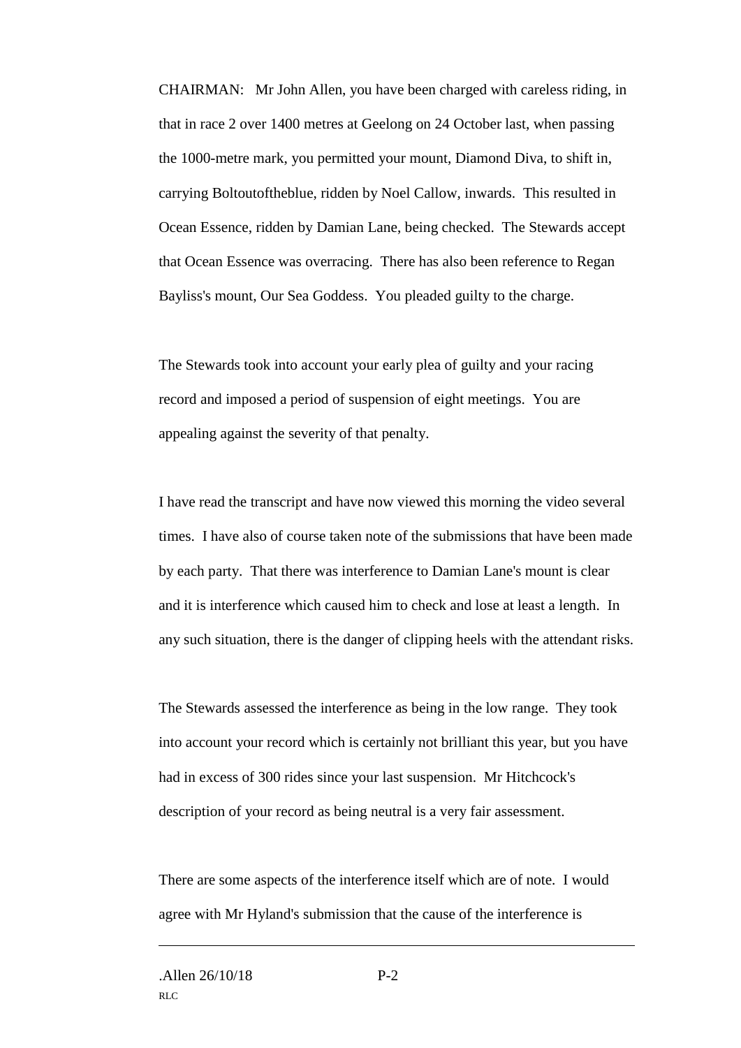CHAIRMAN: Mr John Allen, you have been charged with careless riding, in that in race 2 over 1400 metres at Geelong on 24 October last, when passing the 1000-metre mark, you permitted your mount, Diamond Diva, to shift in, carrying Boltoutoftheblue, ridden by Noel Callow, inwards. This resulted in Ocean Essence, ridden by Damian Lane, being checked. The Stewards accept that Ocean Essence was overracing. There has also been reference to Regan Bayliss's mount, Our Sea Goddess. You pleaded guilty to the charge.

The Stewards took into account your early plea of guilty and your racing record and imposed a period of suspension of eight meetings. You are appealing against the severity of that penalty.

I have read the transcript and have now viewed this morning the video several times. I have also of course taken note of the submissions that have been made by each party. That there was interference to Damian Lane's mount is clear and it is interference which caused him to check and lose at least a length. In any such situation, there is the danger of clipping heels with the attendant risks.

The Stewards assessed the interference as being in the low range. They took into account your record which is certainly not brilliant this year, but you have had in excess of 300 rides since your last suspension. Mr Hitchcock's description of your record as being neutral is a very fair assessment.

There are some aspects of the interference itself which are of note. I would agree with Mr Hyland's submission that the cause of the interference is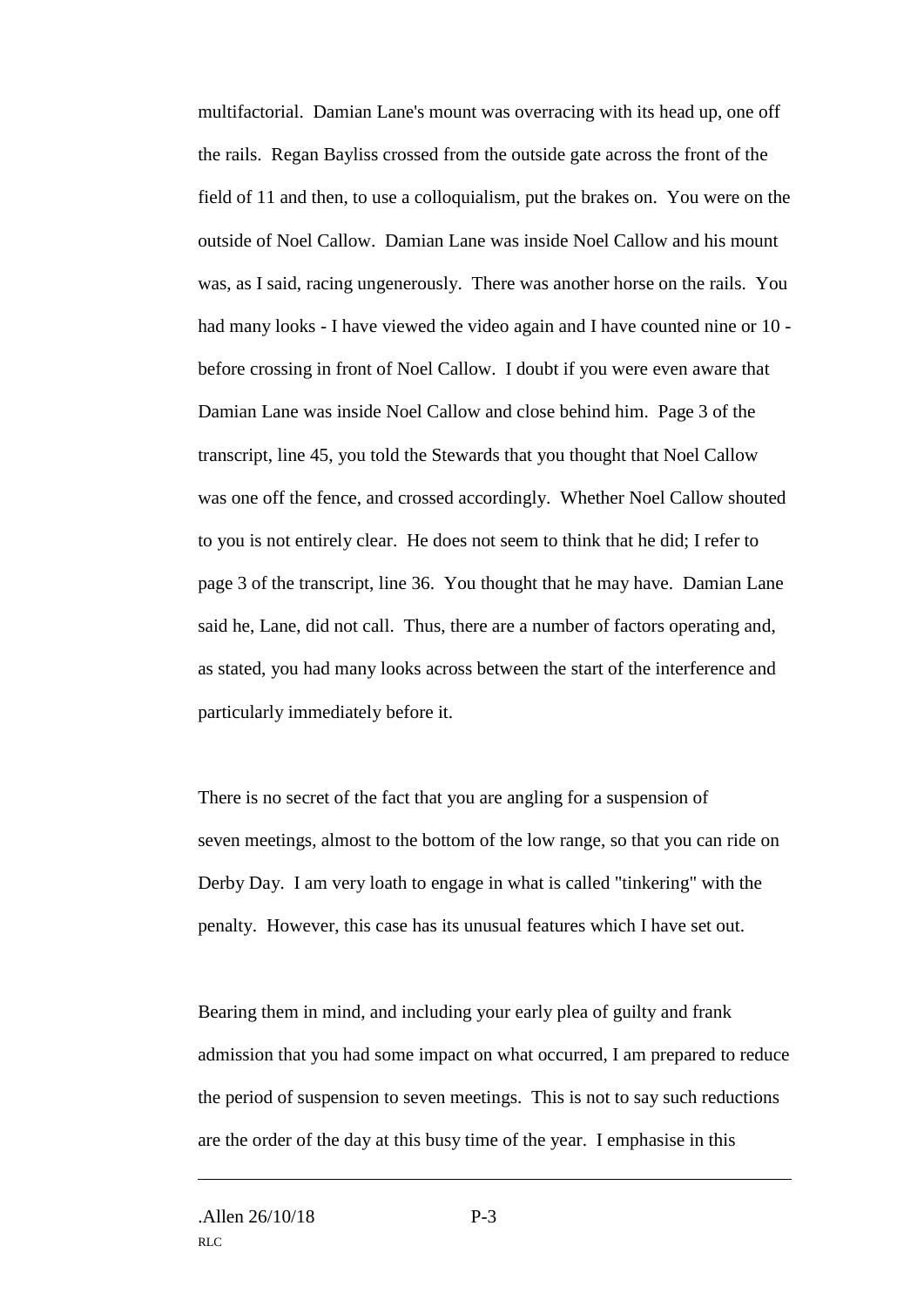multifactorial. Damian Lane's mount was overracing with its head up, one off the rails. Regan Bayliss crossed from the outside gate across the front of the field of 11 and then, to use a colloquialism, put the brakes on. You were on the outside of Noel Callow. Damian Lane was inside Noel Callow and his mount was, as I said, racing ungenerously. There was another horse on the rails. You had many looks - I have viewed the video again and I have counted nine or 10 - before crossing in front of Noel Callow. I doubt if you were even aware that Damian Lane was inside Noel Callow and close behind him. Page 3 of the transcript, line 45, you told the Stewards that you thought that Noel Callow was one off the fence, and crossed accordingly. Whether Noel Callow shouted to you is not entirely clear. He does not seem to think that he did; I refer to page 3 of the transcript, line 36. You thought that he may have. Damian Lane said he, Lane, did not call. Thus, there are a number of factors operating and, as stated, you had many looks across between the start of the interference and particularly immediately before it.

There is no secret of the fact that you are angling for a suspension of seven meetings, almost to the bottom of the low range, so that you can ride on Derby Day. I am very loath to engage in what is called "tinkering" with the penalty. However, this case has its unusual features which I have set out.

Bearing them in mind, and including your early plea of guilty and frank admission that you had some impact on what occurred, I am prepared to reduce the period of suspension to seven meetings. This is not to say such reductions are the order of the day at this busy time of the year. I emphasise in this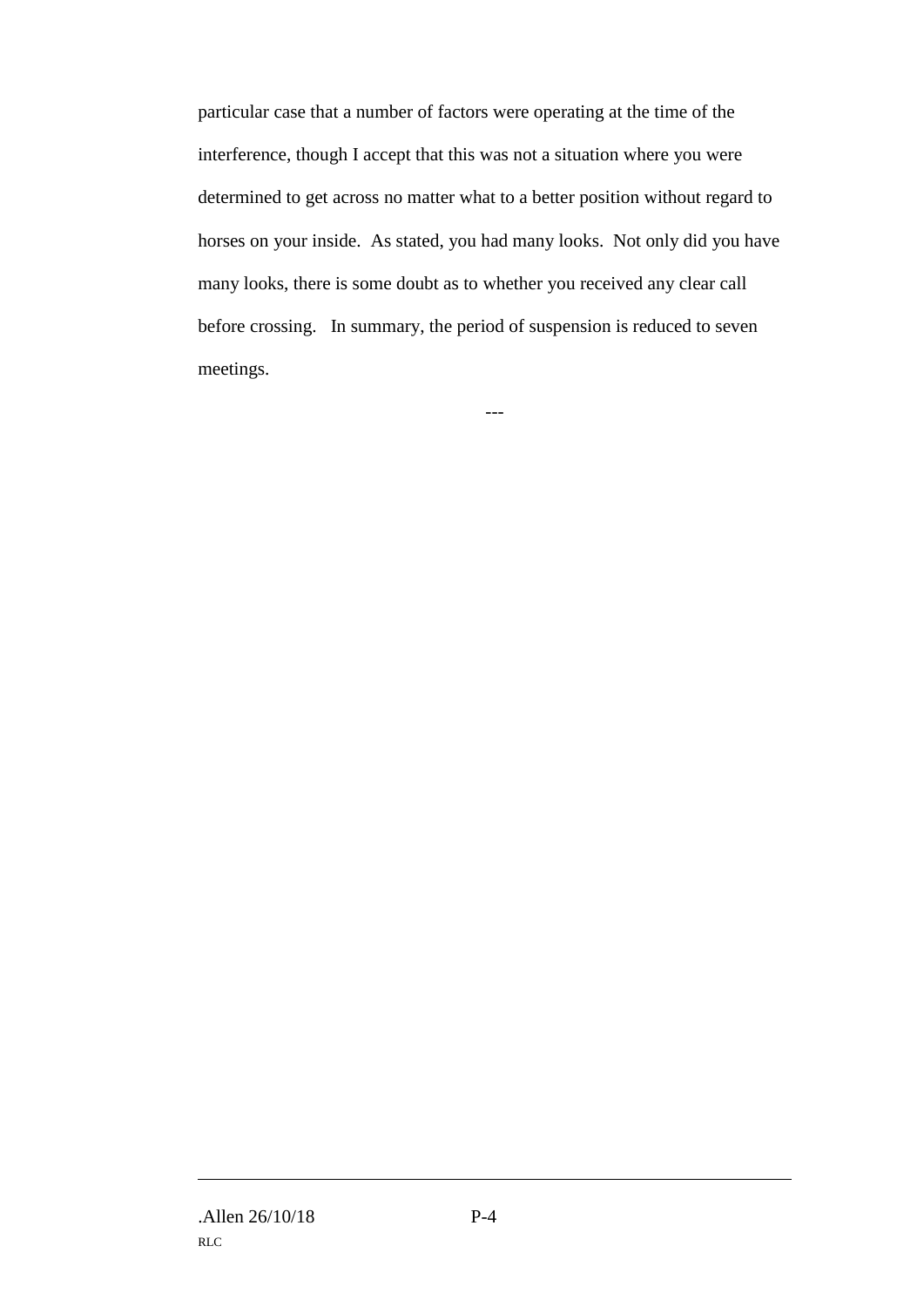particular case that a number of factors were operating at the time of the interference, though I accept that this was not a situation where you were determined to get across no matter what to a better position without regard to horses on your inside. As stated, you had many looks. Not only did you have many looks, there is some doubt as to whether you received any clear call before crossing. In summary, the period of suspension is reduced to seven meetings.

---